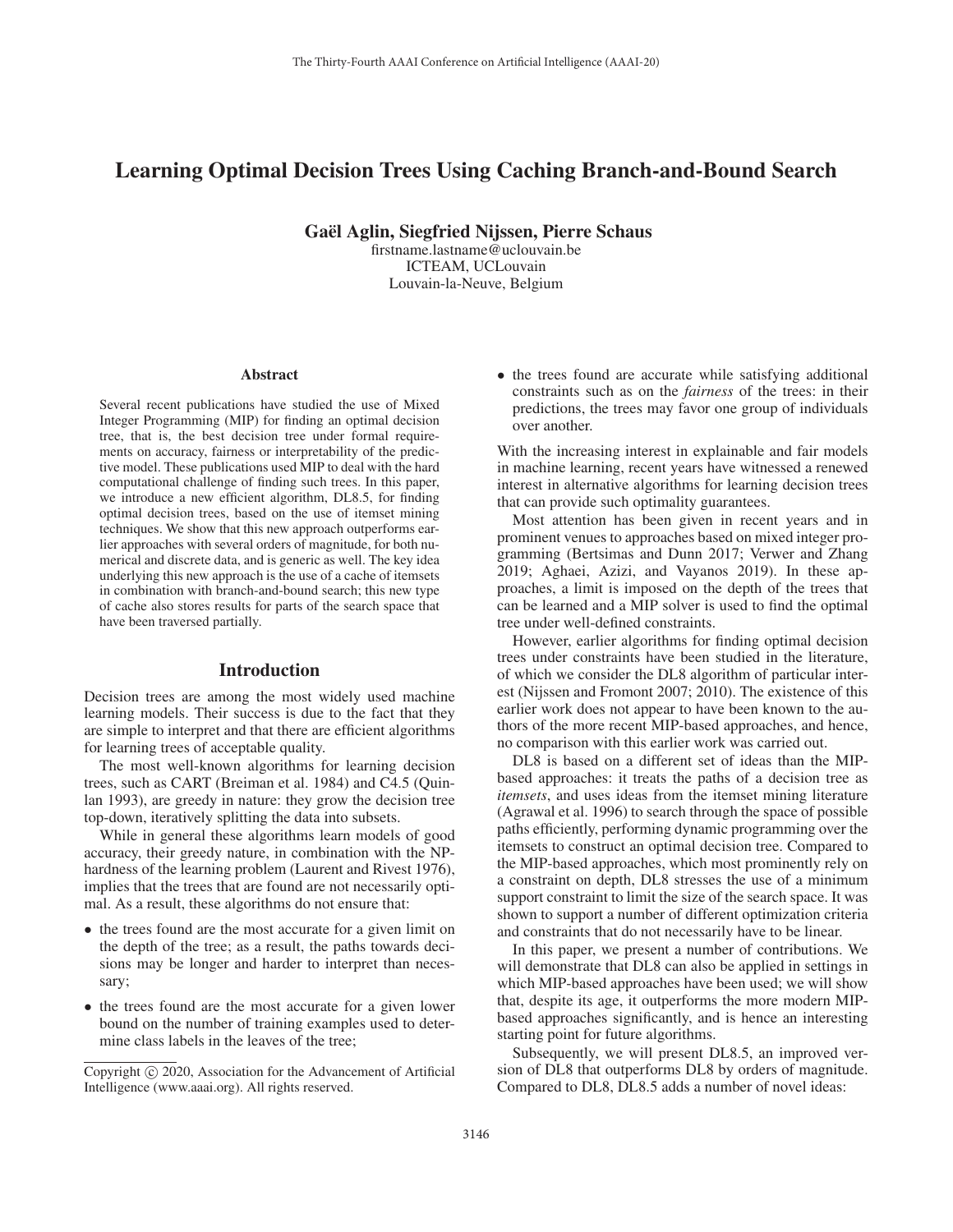# Learning Optimal Decision Trees Using Caching Branch-and-Bound Search

**Gaël Aglin, Siegfried Nijssen, Pierre Schaus**

firstname.lastname@uclouvain.be
ICTEAM, UCLouvain
Louvain-la-Neuve, Belgium

## Abstract

Several recent publications have studied the use of Mixed Integer Programming (MIP) for finding an optimal decision tree, that is, the best decision tree under formal requirements on accuracy, fairness or interpretability of the predictive model. These publications used MIP to deal with the hard computational challenge of finding such trees. In this paper, we introduce a new efficient algorithm, DL8.5, for finding optimal decision trees, based on the use of itemset mining techniques. We show that this new approach outperforms earlier approaches with several orders of magnitude, for both numerical and discrete data, and is generic as well. The key idea underlying this new approach is the use of a cache of itemsets in combination with branch-and-bound search; this new type of cache also stores results for parts of the search space that have been traversed partially.

## Introduction

Decision trees are among the most widely used machine learning models. Their success is due to the fact that they are simple to interpret and that there are efficient algorithms for learning trees of acceptable quality.

The most well-known algorithms for learning decision trees, such as CART (Breiman et al. 1984) and C4.5 (Quinlan 1993), are greedy in nature: they grow the decision tree top-down, iteratively splitting the data into subsets.

While in general these algorithms learn models of good accuracy, their greedy nature, in combination with the NP-hardness of the learning problem (Laurent and Rivest 1976), implies that the trees that are found are not necessarily optimal. As a result, these algorithms do not ensure that:

- the trees found are the most accurate for a given limit on the depth of the tree; as a result, the paths towards decisions may be longer and harder to interpret than necessary;
- the trees found are the most accurate for a given lower bound on the number of training examples used to determine class labels in the leaves of the tree;
- the trees found are accurate while satisfying additional constraints such as on the *fairness* of the trees: in their predictions, the trees may favor one group of individuals over another.

With the increasing interest in explainable and fair models in machine learning, recent years have witnessed a renewed interest in alternative algorithms for learning decision trees that can provide such optimality guarantees.

Most attention has been given in recent years and in prominent venues to approaches based on mixed integer programming (Bertsimas and Dunn 2017; Verwer and Zhang 2019; Aghaei, Azizi, and Vayanos 2019). In these approaches, a limit is imposed on the depth of the trees that can be learned and a MIP solver is used to find the optimal tree under well-defined constraints.

However, earlier algorithms for finding optimal decision trees under constraints have been studied in the literature, of which we consider the DL8 algorithm of particular interest (Nijssen and Fromont 2007; 2010). The existence of this earlier work does not appear to have been known to the authors of the more recent MIP-based approaches, and hence, no comparison with this earlier work was carried out.

DL8 is based on a different set of ideas than the MIP-based approaches: it treats the paths of a decision tree as *itemsets*, and uses ideas from the itemset mining literature (Agrawal et al. 1996) to search through the space of possible paths efficiently, performing dynamic programming over the itemsets to construct an optimal decision tree. Compared to the MIP-based approaches, which most prominently rely on a constraint on depth, DL8 stresses the use of a minimum support constraint to limit the size of the search space. It was shown to support a number of different optimization criteria and constraints that do not necessarily have to be linear.

In this paper, we present a number of contributions. We will demonstrate that DL8 can also be applied in settings in which MIP-based approaches have been used; we will show that, despite its age, it outperforms the more modern MIP-based approaches significantly, and is hence an interesting starting point for future algorithms.

Subsequently, we will present DL8.5, an improved version of DL8 that outperforms DL8 by orders of magnitude. Compared to DL8, DL8.5 adds a number of novel ideas:

Copyright © 2020, Association for the Advancement of Artificial Intelligence (www.aaai.org). All rights reserved.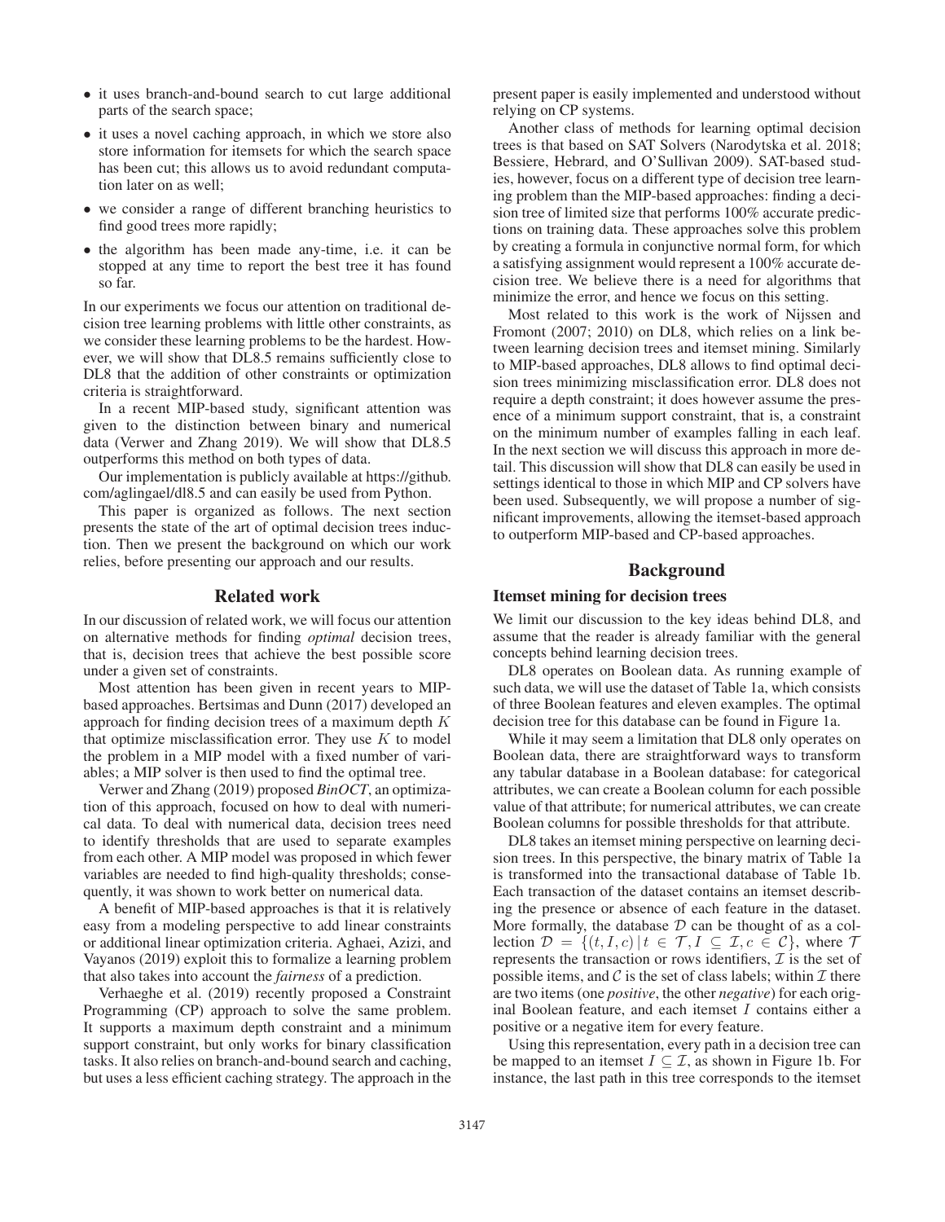- it uses branch-and-bound search to cut large additional parts of the search space;
- it uses a novel caching approach, in which we store also store information for itemsets for which the search space has been cut; this allows us to avoid redundant computation later on as well;
- we consider a range of different branching heuristics to find good trees more rapidly;
- the algorithm has been made any-time, i.e. it can be stopped at any time to report the best tree it has found so far.

In our experiments we focus our attention on traditional decision tree learning problems with little other constraints, as we consider these learning problems to be the hardest. However, we will show that DL8.5 remains sufficiently close to DL8 that the addition of other constraints or optimization criteria is straightforward.

In a recent MIP-based study, significant attention was given to the distinction between binary and numerical data (Verwer and Zhang 2019). We will show that DL8.5 outperforms this method on both types of data.

Our implementation is publicly available at https://github.com/aglingael/dl8.5 and can easily be used from Python.

This paper is organized as follows. The next section presents the state of the art of optimal decision trees induction. Then we present the background on which our work relies, before presenting our approach and our results.

## Related work

In our discussion of related work, we will focus our attention on alternative methods for finding *optimal* decision trees, that is, decision trees that achieve the best possible score under a given set of constraints.

Most attention has been given in recent years to MIP-based approaches. Bertsimas and Dunn (2017) developed an approach for finding decision trees of a maximum depth $K$ that optimize misclassification error. They use $K$ to model the problem in a MIP model with a fixed number of variables; a MIP solver is then used to find the optimal tree.

Verwer and Zhang (2019) proposed *BinOCT*, an optimization of this approach, focused on how to deal with numerical data. To deal with numerical data, decision trees need to identify thresholds that are used to separate examples from each other. A MIP model was proposed in which fewer variables are needed to find high-quality thresholds; consequently, it was shown to work better on numerical data.

A benefit of MIP-based approaches is that it is relatively easy from a modeling perspective to add linear constraints or additional linear optimization criteria. Aghaei, Azizi, and Vayanos (2019) exploit this to formalize a learning problem that also takes into account the *fairness* of a prediction.

Verhaeghe et al. (2019) recently proposed a Constraint Programming (CP) approach to solve the same problem. It supports a maximum depth constraint and a minimum support constraint, but only works for binary classification tasks. It also relies on branch-and-bound search and caching, but uses a less efficient caching strategy. The approach in the present paper is easily implemented and understood without relying on CP systems.

Another class of methods for learning optimal decision trees is that based on SAT Solvers (Narodytska et al. 2018; Bessiere, Hebrard, and O'Sullivan 2009). SAT-based studies, however, focus on a different type of decision tree learning problem than the MIP-based approaches: finding a decision tree of limited size that performs 100% accurate predictions on training data. These approaches solve this problem by creating a formula in conjunctive normal form, for which a satisfying assignment would represent a 100% accurate decision tree. We believe there is a need for algorithms that minimize the error, and hence we focus on this setting.

Most related to this work is the work of Nijssen and Fromont (2007; 2010) on DL8, which relies on a link between learning decision trees and itemset mining. Similarly to MIP-based approaches, DL8 allows to find optimal decision trees minimizing misclassification error. DL8 does not require a depth constraint; it does however assume the presence of a minimum support constraint, that is, a constraint on the minimum number of examples falling in each leaf. In the next section we will discuss this approach in more detail. This discussion will show that DL8 can easily be used in settings identical to those in which MIP and CP solvers have been used. Subsequently, we will propose a number of significant improvements, allowing the itemset-based approach to outperform MIP-based and CP-based approaches.

## Background

### Itemset mining for decision trees

We limit our discussion to the key ideas behind DL8, and assume that the reader is already familiar with the general concepts behind learning decision trees.

DL8 operates on Boolean data. As running example of such data, we will use the dataset of Table 1a, which consists of three Boolean features and eleven examples. The optimal decision tree for this database can be found in Figure 1a.

While it may seem a limitation that DL8 only operates on Boolean data, there are straightforward ways to transform any tabular database in a Boolean database: for categorical attributes, we can create a Boolean column for each possible value of that attribute; for numerical attributes, we can create Boolean columns for possible thresholds for that attribute.

DL8 takes an itemset mining perspective on learning decision trees. In this perspective, the binary matrix of Table 1a is transformed into the transactional database of Table 1b. Each transaction of the dataset contains an itemset describing the presence or absence of each feature in the dataset. More formally, the database $\mathcal{D}$ can be thought of as a collection $\mathcal{D} = \{(t, I, c) \mid t \in \mathcal{T}, I \subseteq \mathcal{I}, c \in \mathcal{C}\}$, where $\mathcal{T}$ represents the transaction or rows identifiers, $\mathcal{I}$ is the set of possible items, and $\mathcal{C}$ is the set of class labels; within $\mathcal{I}$ there are two items (one *positive*, the other *negative*) for each original Boolean feature, and each itemset $I$ contains either a positive or a negative item for every feature.

Using this representation, every path in a decision tree can be mapped to an itemset $I \subseteq \mathcal{I}$, as shown in Figure 1b. For instance, the last path in this tree corresponds to the itemset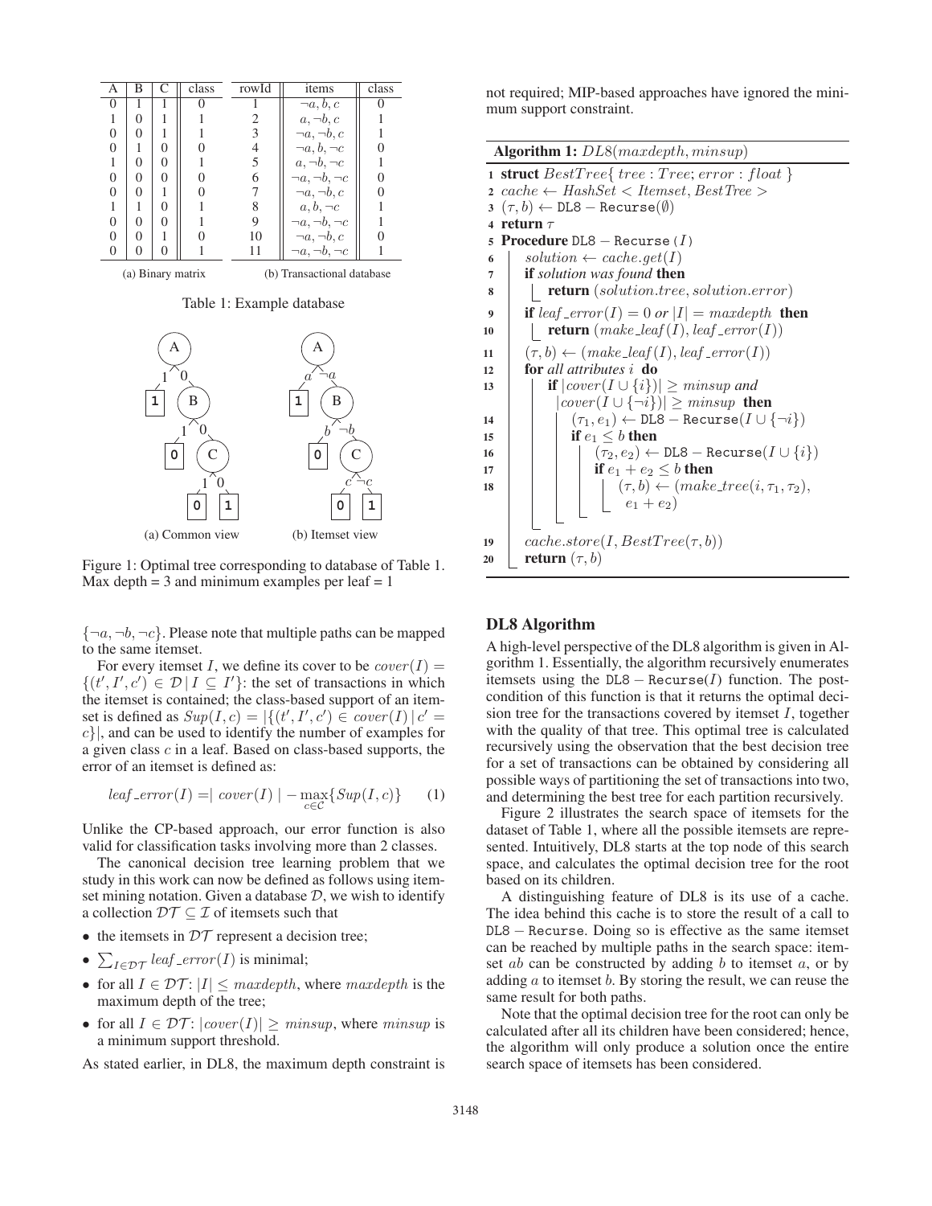| A | B | C | class |
|---|---|---|---|
| 0 | 1 | 1 | 0 |
| 1 | 0 | 1 | 1 |
| 0 | 0 | 1 | 1 |
| 0 | 1 | 0 | 0 |
| 1 | 0 | 0 | 1 |
| 0 | 0 | 0 | 0 |
| 0 | 0 | 1 | 0 |
| 1 | 1 | 0 | 1 |
| 0 | 0 | 0 | 1 |
| 0 | 0 | 1 | 0 |
| 0 | 0 | 0 | 1 |

(a) Binary matrix

| rowId | items | class |
|---|---|---|
| 1 | $\neg a, b, c$ | 0 |
| 2 | $a, \neg b, c$ | 1 |
| 3 | $\neg a, \neg b, c$ | 1 |
| 4 | $\neg a, b, \neg c$ | 0 |
| 5 | $a, \neg b, \neg c$ | 1 |
| 6 | $\neg a, \neg b, \neg c$ | 0 |
| 7 | $\neg a, \neg b, c$ | 0 |
| 8 | $a, b, \neg c$ | 1 |
| 9 | $\neg a, \neg b, \neg c$ | 1 |
| 10 | $\neg a, \neg b, c$ | 0 |
| 11 | $\neg a, \neg b, \neg c$ | 1 |

(b) Transactional database

Table 1: Example database

(a) Common view (b) Itemset view

Figure 1: Optimal tree corresponding to database of Table 1. Max depth = 3 and minimum examples per leaf = 1

$\{\neg a, \neg b, \neg c\}$. Please note that multiple paths can be mapped to the same itemset.

For every itemset $I$, we define its cover to be $cover(I) = \{(t', I', c') \in \mathcal{D} \mid I \subseteq I'\}$: the set of transactions in which the itemset is contained; the class-based support of an itemset is defined as $Sup(I, c) = |\{(t', I', c') \in cover(I) \mid c' = c\}|$, and can be used to identify the number of examples for a given class $c$ in a leaf. Based on class-based supports, the error of an itemset is defined as:

$$leaf\_error(I) = |\ cover(I)\ | - \max_{c \in \mathcal{C}}\{Sup(I, c)\} \quad (1)$$

Unlike the CP-based approach, our error function is also valid for classification tasks involving more than 2 classes.

The canonical decision tree learning problem that we study in this work can now be defined as follows using itemset mining notation. Given a database $\mathcal{D}$, we wish to identify a collection $\mathcal{DT} \subseteq \mathcal{I}$ of itemsets such that

- the itemsets in $\mathcal{DT}$ represent a decision tree;
- $\sum_{I \in \mathcal{DT}} leaf\_error(I)$ is minimal;
- for all $I \in \mathcal{DT}$: $|I| \leq maxdepth$, where $maxdepth$ is the maximum depth of the tree;
- for all $I \in \mathcal{DT}$: $|cover(I)| \geq minsup$, where $minsup$ is a minimum support threshold.

As stated earlier, in DL8, the maximum depth constraint is not required; MIP-based approaches have ignored the minimum support constraint.

**Algorithm 1:** $DL8(maxdepth, minsup)$

```
1  struct BestTree{ tree : Tree; error : float }
2  cache ← HashSet < Itemset, BestTree >
3  (τ, b) ← DL8 − Recurse(∅)
4  return τ
5  Procedure DL8 − Recurse (I)
6      solution ← cache.get(I)
7      if solution was found then
8          return (solution.tree, solution.error)
9      if leaf_error(I) = 0 or |I| = maxdepth then
10         return (make_leaf(I), leaf_error(I))
11     (τ, b) ← (make_leaf(I), leaf_error(I))
12     for all attributes i do
13         if |cover(I ∪ {i})| ≥ minsup and
               |cover(I ∪ {¬i})| ≥ minsup then
14             (τ1, e1) ← DL8 − Recurse(I ∪ {¬i})
15             if e1 ≤ b then
16                 (τ2, e2) ← DL8 − Recurse(I ∪ {i})
17                 if e1 + e2 ≤ b then
18                     (τ, b) ← (make_tree(i, τ1, τ2),
                           e1 + e2)
19     cache.store(I, BestTree(τ, b))
20     return (τ, b)
```

## DL8 Algorithm

A high-level perspective of the DL8 algorithm is given in Algorithm 1. Essentially, the algorithm recursively enumerates itemsets using the $\texttt{DL8}-\texttt{Recurse}(I)$ function. The post-condition of this function is that it returns the optimal decision tree for the transactions covered by itemset $I$, together with the quality of that tree. This optimal tree is calculated recursively using the observation that the best decision tree for a set of transactions can be obtained by considering all possible ways of partitioning the set of transactions into two, and determining the best tree for each partition recursively.

Figure 2 illustrates the search space of itemsets for the dataset of Table 1, where all the possible itemsets are represented. Intuitively, DL8 starts at the top node of this search space, and calculates the optimal decision tree for the root based on its children.

A distinguishing feature of DL8 is its use of a cache. The idea behind this cache is to store the result of a call to $\texttt{DL8}-\texttt{Recurse}$. Doing so is effective as the same itemset can be reached by multiple paths in the search space: itemset $ab$ can be constructed by adding $b$ to itemset $a$, or by adding $a$ to itemset $b$. By storing the result, we can reuse the same result for both paths.

Note that the optimal decision tree for the root can only be calculated after all its children have been considered; hence, the algorithm will only produce a solution once the entire search space of itemsets has been considered.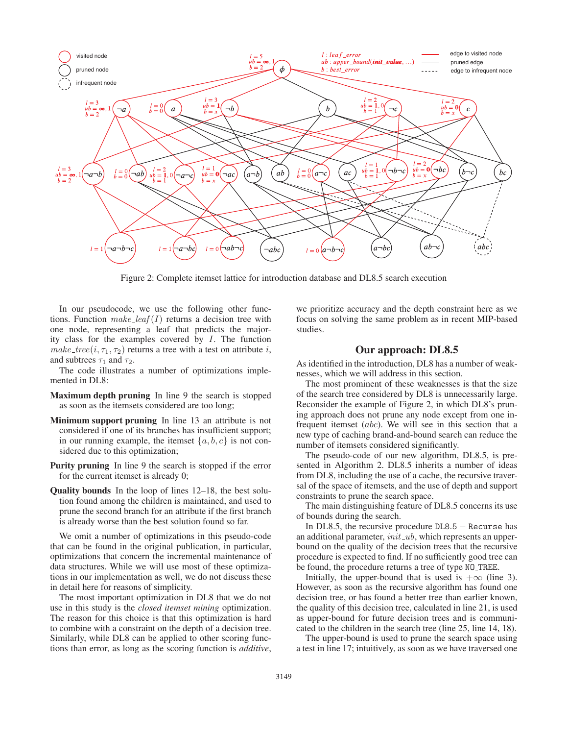Figure 2: Complete itemset lattice for introduction database and DL8.5 search execution

In our pseudocode, we use the following other functions. Function $make\_leaf(I)$ returns a decision tree with one node, representing a leaf that predicts the majority class for the examples covered by $I$. The function $make\_tree(i, \tau_1, \tau_2)$ returns a tree with a test on attribute $i$, and subtrees $\tau_1$ and $\tau_2$.

The code illustrates a number of optimizations implemented in DL8:

**Maximum depth pruning** In line 9 the search is stopped as soon as the itemsets considered are too long;

**Minimum support pruning** In line 13 an attribute is not considered if one of its branches has insufficient support; in our running example, the itemset $\{a, b, c\}$ is not considered due to this optimization;

**Purity pruning** In line 9 the search is stopped if the error for the current itemset is already 0;

**Quality bounds** In the loop of lines 12–18, the best solution found among the children is maintained, and used to prune the second branch for an attribute if the first branch is already worse than the best solution found so far.

We omit a number of optimizations in this pseudo-code that can be found in the original publication, in particular, optimizations that concern the incremental maintenance of data structures. While we will use most of these optimizations in our implementation as well, we do not discuss these in detail here for reasons of simplicity.

The most important optimization in DL8 that we do not use in this study is the *closed itemset mining* optimization. The reason for this choice is that this optimization is hard to combine with a constraint on the depth of a decision tree. Similarly, while DL8 can be applied to other scoring functions than error, as long as the scoring function is *additive*, we prioritize accuracy and the depth constraint here as we focus on solving the same problem as in recent MIP-based studies.

## Our approach: DL8.5

As identified in the introduction, DL8 has a number of weaknesses, which we will address in this section.

The most prominent of these weaknesses is that the size of the search tree considered by DL8 is unnecessarily large. Reconsider the example of Figure 2, in which DL8's pruning approach does not prune any node except from one infrequent itemset ($abc$). We will see in this section that a new type of caching brand-and-bound search can reduce the number of itemsets considered significantly.

The pseudo-code of our new algorithm, DL8.5, is presented in Algorithm 2. DL8.5 inherits a number of ideas from DL8, including the use of a cache, the recursive traversal of the space of itemsets, and the use of depth and support constraints to prune the search space.

The main distinguishing feature of DL8.5 concerns its use of bounds during the search.

In DL8.5, the recursive procedure DL8.5 − Recurse has an additional parameter, $init\_ub$, which represents an upper-bound on the quality of the decision trees that the recursive procedure is expected to find. If no sufficiently good tree can be found, the procedure returns a tree of type NO_TREE.

Initially, the upper-bound that is used is $+\infty$ (line 3). However, as soon as the recursive algorithm has found one decision tree, or has found a better tree than earlier known, the quality of this decision tree, calculated in line 21, is used as upper-bound for future decision trees and is communicated to the children in the search tree (line 25, line 14, 18).

The upper-bound is used to prune the search space using a test in line 17; intuitively, as soon as we have traversed one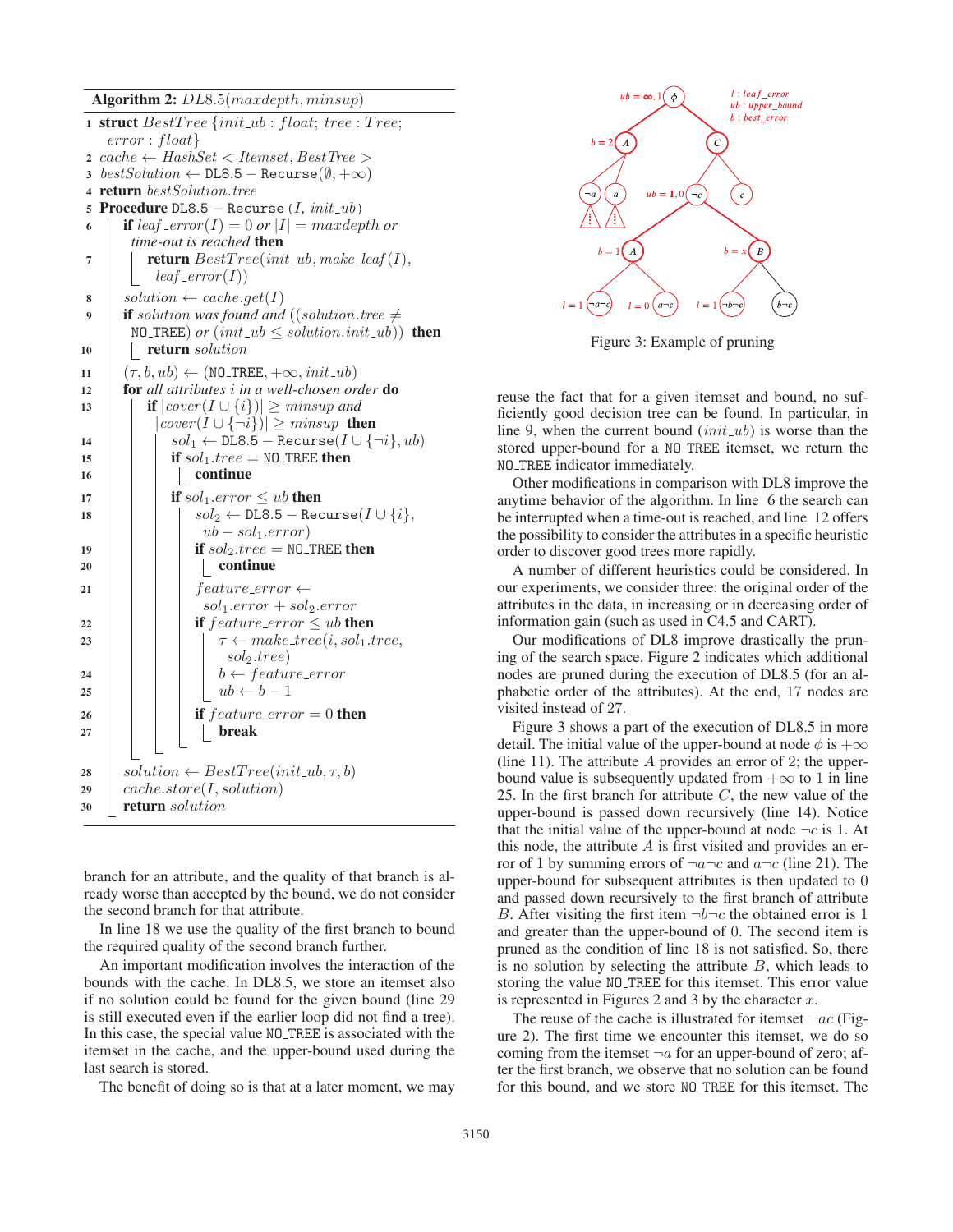**Algorithm 2:** $DL8.5(maxdepth, minsup)$

```
1  struct BestTree {init_ub : float; tree : Tree;
       error : float}
2  cache ← HashSet < Itemset, BestTree >
3  bestSolution ← DL8.5 − Recurse(∅, +∞)
4  return bestSolution.tree
5  Procedure DL8.5 − Recurse (I, init_ub)
6      if leaf_error(I) = 0 or |I| = maxdepth or
         time-out is reached then
7          return BestTree(init_ub, make_leaf(I),
             leaf_error(I))
8      solution ← cache.get(I)
9      if solution was found and ((solution.tree ≠
         NO_TREE) or (init_ub ≤ solution.init_ub)) then
10         return solution
11     (τ, b, ub) ← (NO_TREE, +∞, init_ub)
12     for all attributes i in a well-chosen order do
13         if |cover(I ∪ {i})| ≥ minsup and
             |cover(I ∪ {¬i})| ≥ minsup then
14             sol1 ← DL8.5 − Recurse(I ∪ {¬i}, ub)
15             if sol1.tree = NO_TREE then
16                 continue
17             if sol1.error ≤ ub then
18                 sol2 ← DL8.5 − Recurse(I ∪ {i},
                     ub − sol1.error)
19                 if sol2.tree = NO_TREE then
20                     continue
21                 feature_error ←
                     sol1.error + sol2.error
22                 if feature_error ≤ ub then
23                     τ ← make_tree(i, sol1.tree,
                         sol2.tree)
24                     b ← feature_error
25                     ub ← b − 1
26                 if feature_error = 0 then
27                     break
28     solution ← BestTree(init_ub, τ, b)
29     cache.store(I, solution)
30     return solution
```

branch for an attribute, and the quality of that branch is already worse than accepted by the bound, we do not consider the second branch for that attribute.

In line 18 we use the quality of the first branch to bound the required quality of the second branch further.

An important modification involves the interaction of the bounds with the cache. In DL8.5, we store an itemset also if no solution could be found for the given bound (line 29 is still executed even if the earlier loop did not find a tree). In this case, the special value NO_TREE is associated with the itemset in the cache, and the upper-bound used during the last search is stored.

The benefit of doing so is that at a later moment, we may reuse the fact that for a given itemset and bound, no sufficiently good decision tree can be found. In particular, in line 9, when the current bound ($init\_ub$) is worse than the stored upper-bound for a NO_TREE itemset, we return the NO_TREE indicator immediately.

Other modifications in comparison with DL8 improve the anytime behavior of the algorithm. In line 6 the search can be interrupted when a time-out is reached, and line 12 offers the possibility to consider the attributes in a specific heuristic order to discover good trees more rapidly.

A number of different heuristics could be considered. In our experiments, we consider three: the original order of the attributes in the data, in increasing or in decreasing order of information gain (such as used in C4.5 and CART).

Our modifications of DL8 improve drastically the pruning of the search space. Figure 2 indicates which additional nodes are pruned during the execution of DL8.5 (for an alphabetic order of the attributes). At the end, 17 nodes are visited instead of 27.

Figure 3 shows a part of the execution of DL8.5 in more detail. The initial value of the upper-bound at node $\phi$ is $+\infty$ (line 11). The attribute $A$ provides an error of 2; the upper-bound value is subsequently updated from $+\infty$ to 1 in line 25. In the first branch for attribute $C$, the new value of the upper-bound is passed down recursively (line 14). Notice that the initial value of the upper-bound at node $\neg c$ is 1. At this node, the attribute $A$ is first visited and provides an error of 1 by summing errors of $\neg a \neg c$ and $a \neg c$ (line 21). The upper-bound for subsequent attributes is then updated to 0 and passed down recursively to the first branch of attribute $B$. After visiting the first item $\neg b \neg c$ the obtained error is 1 and greater than the upper-bound of 0. The second item is pruned as the condition of line 18 is not satisfied. So, there is no solution by selecting the attribute $B$, which leads to storing the value NO_TREE for this itemset. This error value is represented in Figures 2 and 3 by the character $x$.

The reuse of the cache is illustrated for itemset $\neg ac$ (Figure 2). The first time we encounter this itemset, we do so coming from the itemset $\neg a$ for an upper-bound of zero; after the first branch, we observe that no solution can be found for this bound, and we store NO_TREE for this itemset. The

Figure 3: Example of pruning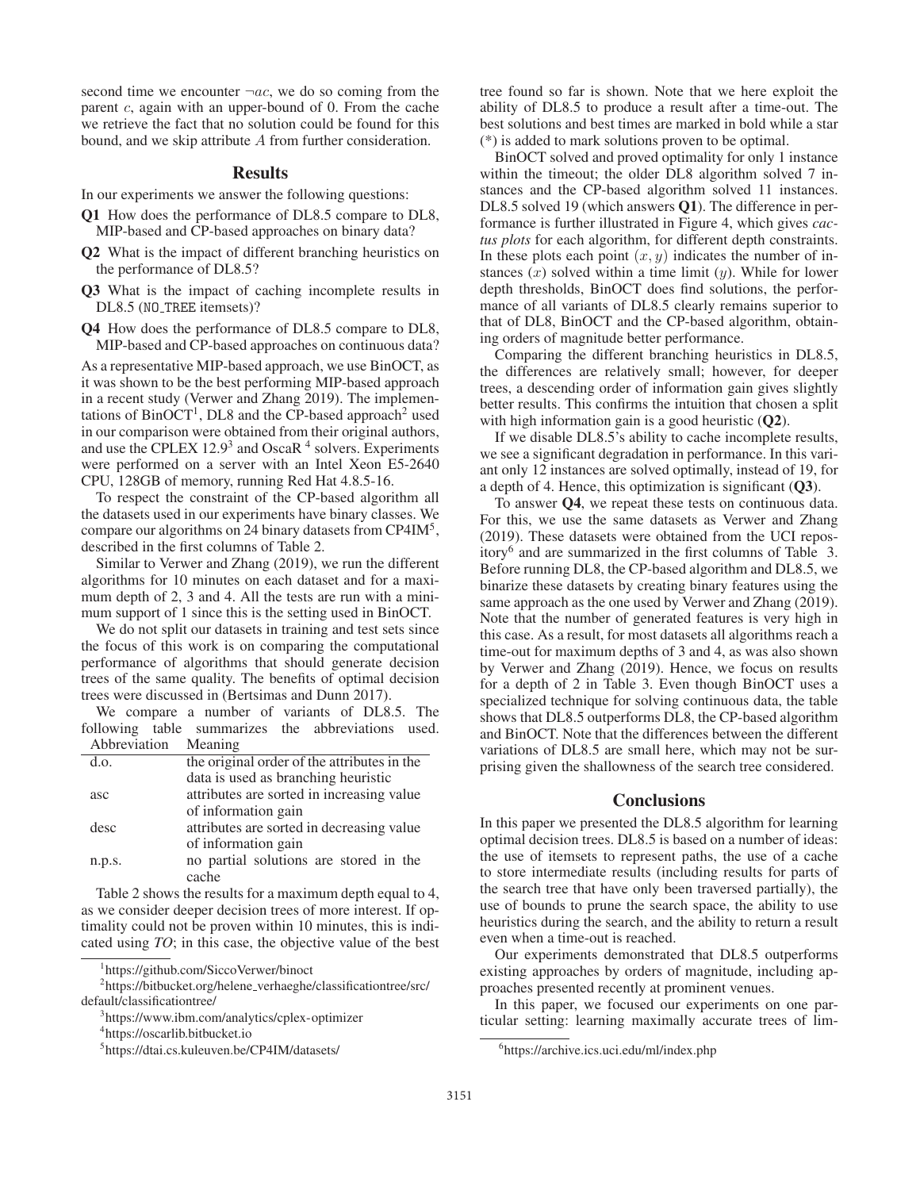second time we encounter $\neg ac$, we do so coming from the parent $c$, again with an upper-bound of 0. From the cache we retrieve the fact that no solution could be found for this bound, and we skip attribute $A$ from further consideration.

## Results

In our experiments we answer the following questions:

**Q1** How does the performance of DL8.5 compare to DL8, MIP-based and CP-based approaches on binary data?

**Q2** What is the impact of different branching heuristics on the performance of DL8.5?

**Q3** What is the impact of caching incomplete results in DL8.5 (NO_TREE itemsets)?

**Q4** How does the performance of DL8.5 compare to DL8, MIP-based and CP-based approaches on continuous data?

As a representative MIP-based approach, we use BinOCT, as it was shown to be the best performing MIP-based approach in a recent study (Verwer and Zhang 2019). The implementations of BinOCT[1], DL8 and the CP-based approach[2] used in our comparison were obtained from their original authors, and use the CPLEX 12.9[3] and OscaR [4] solvers. Experiments were performed on a server with an Intel Xeon E5-2640 CPU, 128GB of memory, running Red Hat 4.8.5-16.

To respect the constraint of the CP-based algorithm all the datasets used in our experiments have binary classes. We compare our algorithms on 24 binary datasets from CP4IM[5], described in the first columns of Table 2.

Similar to Verwer and Zhang (2019), we run the different algorithms for 10 minutes on each dataset and for a maximum depth of 2, 3 and 4. All the tests are run with a minimum support of 1 since this is the setting used in BinOCT.

We do not split our datasets in training and test sets since the focus of this work is on comparing the computational performance of algorithms that should generate decision trees of the same quality. The benefits of optimal decision trees were discussed in (Bertsimas and Dunn 2017).

We compare a number of variants of DL8.5. The following table summarizes the abbreviations used.

| Abbreviation | Meaning |
|---|---|
| d.o. | the original order of the attributes in the data is used as branching heuristic |
| asc | attributes are sorted in increasing value of information gain |
| desc | attributes are sorted in decreasing value of information gain |
| n.p.s. | no partial solutions are stored in the cache |

Table 2 shows the results for a maximum depth equal to 4, as we consider deeper decision trees of more interest. If optimality could not be proven within 10 minutes, this is indicated using *TO*; in this case, the objective value of the best tree found so far is shown. Note that we here exploit the ability of DL8.5 to produce a result after a time-out. The best solutions and best times are marked in bold while a star (*) is added to mark solutions proven to be optimal.

BinOCT solved and proved optimality for only 1 instance within the timeout; the older DL8 algorithm solved 7 instances and the CP-based algorithm solved 11 instances. DL8.5 solved 19 (which answers **Q1**). The difference in performance is further illustrated in Figure 4, which gives *cactus plots* for each algorithm, for different depth constraints. In these plots each point $(x, y)$ indicates the number of instances ($x$) solved within a time limit ($y$). While for lower depth thresholds, BinOCT does find solutions, the performance of all variants of DL8.5 clearly remains superior to that of DL8, BinOCT and the CP-based algorithm, obtaining orders of magnitude better performance.

Comparing the different branching heuristics in DL8.5, the differences are relatively small; however, for deeper trees, a descending order of information gain gives slightly better results. This confirms the intuition that chosen a split with high information gain is a good heuristic (**Q2**).

If we disable DL8.5's ability to cache incomplete results, we see a significant degradation in performance. In this variant only 12 instances are solved optimally, instead of 19, for a depth of 4. Hence, this optimization is significant (**Q3**).

To answer **Q4**, we repeat these tests on continuous data. For this, we use the same datasets as Verwer and Zhang (2019). These datasets were obtained from the UCI repository[6] and are summarized in the first columns of Table 3. Before running DL8, the CP-based algorithm and DL8.5, we binarize these datasets by creating binary features using the same approach as the one used by Verwer and Zhang (2019). Note that the number of generated features is very high in this case. As a result, for most datasets all algorithms reach a time-out for maximum depths of 3 and 4, as was also shown by Verwer and Zhang (2019). Hence, we focus on results for a depth of 2 in Table 3. Even though BinOCT uses a specialized technique for solving continuous data, the table shows that DL8.5 outperforms DL8, the CP-based algorithm and BinOCT. Note that the differences between the different variations of DL8.5 are small here, which may not be surprising given the shallowness of the search tree considered.

## Conclusions

In this paper we presented the DL8.5 algorithm for learning optimal decision trees. DL8.5 is based on a number of ideas: the use of itemsets to represent paths, the use of a cache to store intermediate results (including results for parts of the search tree that have only been traversed partially), the use of bounds to prune the search space, the ability to use heuristics during the search, and the ability to return a result even when a time-out is reached.

Our experiments demonstrated that DL8.5 outperforms existing approaches by orders of magnitude, including approaches presented recently at prominent venues.

In this paper, we focused our experiments on one particular setting: learning maximally accurate trees of lim-

[1] https://github.com/SiccoVerwer/binoct

[2] https://bitbucket.org/helene_verhaeghe/classificationtree/src/default/classificationtree/

[3] https://www.ibm.com/analytics/cplex-optimizer

[4] https://oscarlib.bitbucket.io

[5] https://dtai.cs.kuleuven.be/CP4IM/datasets/

[6] https://archive.ics.uci.edu/ml/index.php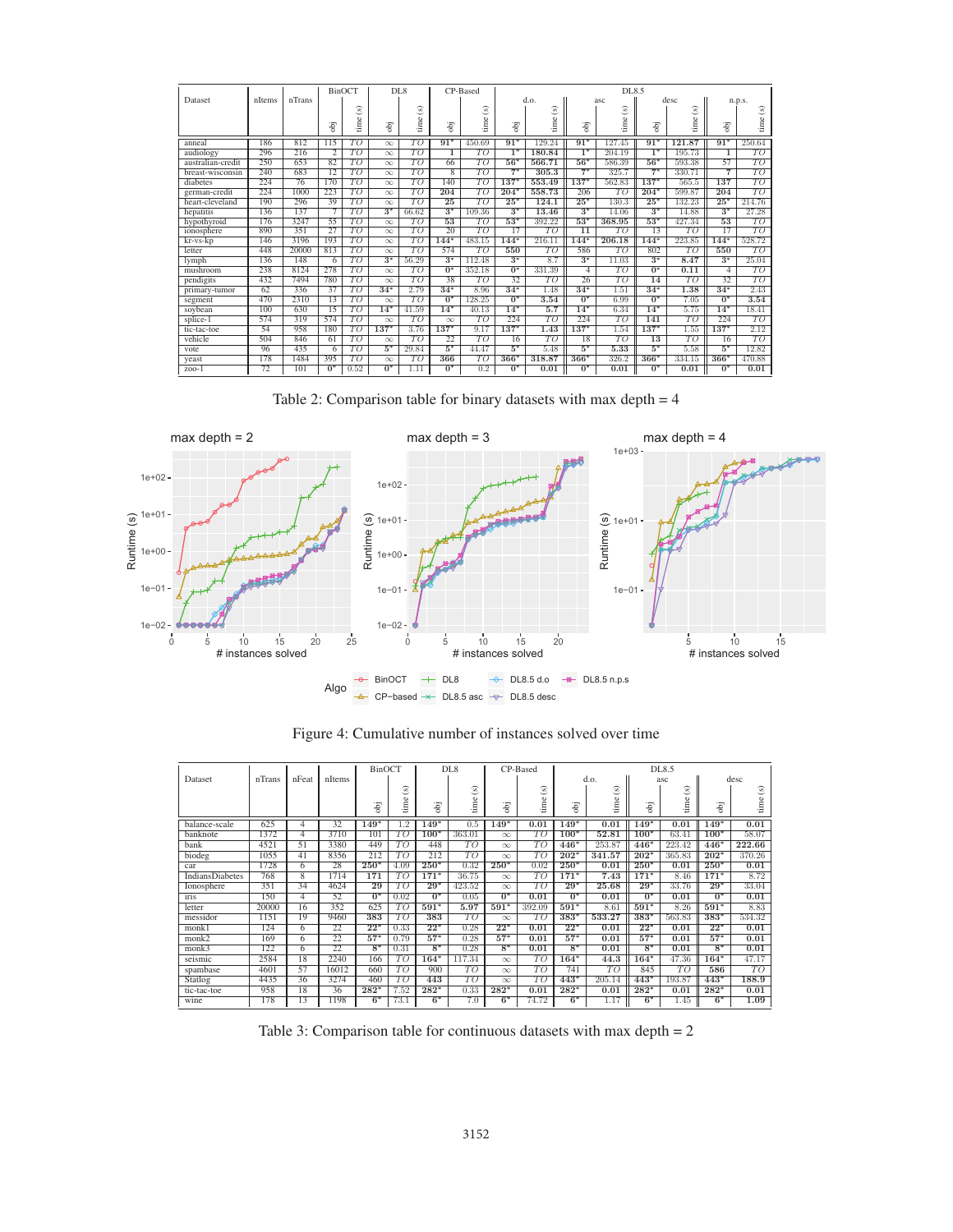| Dataset | nItems | nTrans | BinOCT | | DL8 | | CP-Based | | DL8.5 | | | | | | | |
|---|---|---|---|---|---|---|---|---|---|---|---|---|---|---|---|---|
| | | | | | | | | | d.o. | | asc | | desc | | n.p.s. | |
| | | | obj | time (s) | obj | time (s) | obj | time (s) | obj | time (s) | obj | time (s) | obj | time (s) | obj | time (s) |
| anneal | 186 | 812 | 115 | *TO* | ∞ | *TO* | **91*** | 450.69 | **91*** | 129.24 | **91*** | 127.45 | **91*** | **121.87** | **91*** | 250.64 |
| audiology | 296 | 216 | 2 | *TO* | ∞ | *TO* | 1 | *TO* | **1*** | **180.84** | **1*** | 204.19 | **1*** | 195.73 | 1 | *TO* |
| australian-credit | 250 | 653 | 82 | *TO* | ∞ | *TO* | 66 | *TO* | **56*** | **566.71** | **56*** | 586.39 | **56*** | 593.38 | 57 | *TO* |
| breast-wisconsin | 240 | 683 | 12 | *TO* | ∞ | *TO* | 8 | *TO* | **7*** | **305.3** | **7*** | 325.7 | **7*** | 330.71 | 7 | *TO* |
| diabetes | 224 | 76 | 170 | *TO* | ∞ | *TO* | 140 | *TO* | **137*** | **553.49** | **137*** | 562.83 | **137*** | 565.5 | 137 | *TO* |
| german-credit | 224 | 1000 | 223 | *TO* | ∞ | *TO* | 204 | *TO* | **204*** | **558.73** | 206 | *TO* | **204*** | 599.87 | 204 | *TO* |
| heart-cleveland | 190 | 296 | 39 | *TO* | ∞ | *TO* | 25 | *TO* | **25*** | **124.1** | **25*** | 130.3 | **25*** | 132.23 | **25*** | 214.76 |
| hepatitis | 136 | 137 | 7 | *TO* | **3*** | 66.62 | **3*** | 109.36 | **3*** | **13.46** | **3*** | 14.06 | **3*** | 14.88 | **3*** | 27.28 |
| hypothyroid | 176 | 3247 | 55 | *TO* | ∞ | *TO* | 53 | *TO* | **53*** | 392.22 | **53*** | **368.95** | **53*** | 427.34 | 53 | *TO* |
| ionosphere | 890 | 351 | 27 | *TO* | ∞ | *TO* | 20 | *TO* | 17 | *TO* | **11** | *TO* | 13 | *TO* | 17 | *TO* |
| kr-vs-kp | 146 | 3196 | 193 | *TO* | ∞ | *TO* | **144*** | 483.15 | **144*** | 216.11 | **144*** | **206.18** | **144*** | 223.85 | **144*** | 528.72 |
| letter | 448 | 20000 | 813 | *TO* | ∞ | *TO* | 574 | *TO* | **550** | *TO* | 586 | *TO* | 802 | *TO* | **550** | *TO* |
| lymph | 136 | 148 | 6 | *TO* | **3*** | 56.29 | **3*** | 112.48 | **3*** | 8.7 | **3*** | 11.03 | **3*** | **8.47** | **3*** | 25.04 |
| mushroom | 238 | 8124 | 278 | *TO* | ∞ | *TO* | **0*** | 352.18 | **0*** | 331.39 | 4 | *TO* | **0*** | **0.11** | 4 | *TO* |
| pendigits | 432 | 7494 | 780 | *TO* | ∞ | *TO* | 38 | *TO* | 32 | *TO* | 26 | *TO* | **14** | *TO* | 32 | *TO* |
| primary-tumor | 62 | 336 | 37 | *TO* | **34*** | 2.79 | **34*** | 8.96 | **34*** | 1.48 | **34*** | 1.51 | **34*** | **1.38** | **34*** | 2.43 |
| segment | 470 | 2310 | 13 | *TO* | ∞ | *TO* | **0*** | 128.25 | **0*** | **3.54** | **0*** | 6.99 | **0*** | 7.05 | **0*** | **3.54** |
| soybean | 100 | 630 | 15 | *TO* | **14*** | 41.59 | **14*** | 40.13 | **14*** | **5.7** | **14*** | 6.34 | **14*** | 5.75 | **14*** | 18.41 |
| splice-1 | 574 | 319 | 574 | *TO* | ∞ | *TO* | ∞ | *TO* | 224 | *TO* | 224 | *TO* | **141** | *TO* | 224 | *TO* |
| tic-tac-toe | 54 | 958 | 180 | *TO* | **137*** | 3.76 | **137*** | 9.17 | **137*** | **1.43** | **137*** | 1.54 | **137*** | 1.55 | **137*** | 2.12 |
| vehicle | 504 | 846 | 61 | *TO* | ∞ | *TO* | 22 | *TO* | 16 | *TO* | 18 | *TO* | **13** | *TO* | 16 | *TO* |
| vote | 96 | 435 | 6 | *TO* | **5*** | 29.84 | **5*** | 44.47 | **5*** | 5.48 | **5*** | **5.33** | **5*** | 5.58 | **5*** | 12.82 |
| yeast | 178 | 1484 | 395 | *TO* | ∞ | *TO* | 366 | *TO* | **366*** | **318.87** | **366*** | 326.2 | **366*** | 334.15 | **366*** | 470.88 |
| zoo-1 | 72 | 101 | **0*** | 0.52 | **0*** | 1.11 | **0*** | 0.2 | **0*** | **0.01** | **0*** | **0.01** | **0*** | **0.01** | **0*** | **0.01** |

Table 2: Comparison table for binary datasets with max depth = 4

Figure 4: Cumulative number of instances solved over time

| Dataset | nTrans | nFeat | nItems | BinOCT | | DL8 | | CP-Based | | DL8.5 | | | | | |
|---|---|---|---|---|---|---|---|---|---|---|---|---|---|---|---|
| | | | | | | | | | | d.o. | | asc | | desc | |
| | | | | obj | time (s) | obj | time (s) | obj | time (s) | obj | time (s) | obj | time (s) | obj | time (s) |
| balance-scale | 625 | 4 | 32 | **149*** | 1.2 | **149*** | 0.5 | **149*** | **0.01** | **149*** | **0.01** | **149*** | **0.01** | **149*** | **0.01** |
| banknote | 1372 | 4 | 3710 | 101 | *TO* | **100*** | 363.01 | ∞ | *TO* | **100*** | **52.81** | **100*** | 63.41 | **100*** | 58.07 |
| bank | 4521 | 51 | 3380 | 449 | *TO* | 448 | *TO* | ∞ | *TO* | **446*** | 253.87 | **446*** | 223.42 | **446*** | **222.66** |
| biodeg | 1055 | 41 | 8356 | 212 | *TO* | 212 | *TO* | ∞ | *TO* | **202*** | **341.57** | **202*** | 365.83 | **202*** | 370.26 |
| car | 1728 | 6 | 28 | **250*** | 4.09 | **250*** | 0.32 | **250*** | 0.02 | **250*** | **0.01** | **250*** | **0.01** | **250*** | **0.01** |
| IndiansDiabetes | 768 | 8 | 1714 | 171 | *TO* | **171*** | 36.75 | ∞ | *TO* | **171*** | **7.43** | **171*** | 8.46 | **171*** | 8.72 |
| Ionosphere | 351 | 34 | 4624 | 29 | *TO* | **29*** | 423.52 | ∞ | *TO* | **29*** | **25.68** | **29*** | 33.76 | **29*** | 33.04 |
| iris | 150 | 4 | 52 | **0*** | 0.02 | **0*** | 0.05 | **0*** | **0.01** | **0*** | **0.01** | **0*** | **0.01** | **0*** | **0.01** |
| letter | 20000 | 16 | 352 | 625 | *TO* | **591*** | **5.97** | **591*** | 392.09 | **591*** | 8.61 | **591*** | 8.26 | **591*** | 8.83 |
| messidor | 1151 | 19 | 9460 | 383 | *TO* | 383 | *TO* | ∞ | *TO* | **383*** | **533.27** | **383*** | 563.83 | **383*** | 534.32 |
| monk1 | 124 | 6 | 22 | **22*** | 0.33 | **22*** | 0.28 | **22*** | **0.01** | **22*** | **0.01** | **22*** | **0.01** | **22*** | **0.01** |
| monk2 | 169 | 6 | 22 | **57*** | 0.79 | **57*** | 0.28 | **57*** | **0.01** | **57*** | **0.01** | **57*** | **0.01** | **57*** | **0.01** |
| monk3 | 122 | 6 | 22 | **8*** | 0.31 | **8*** | 0.28 | **8*** | **0.01** | **8*** | **0.01** | **8*** | **0.01** | **8*** | **0.01** |
| seismic | 2584 | 18 | 2240 | 166 | *TO* | **164*** | 117.34 | ∞ | *TO* | **164*** | **44.3** | **164*** | 47.36 | **164*** | 47.17 |
| spambase | 4601 | 57 | 16012 | 660 | *TO* | 900 | *TO* | ∞ | *TO* | 741 | *TO* | 845 | *TO* | **586** | *TO* |
| Statlog | 4435 | 36 | 3274 | 460 | *TO* | 443 | *TO* | ∞ | *TO* | **443*** | 205.14 | **443*** | 193.87 | **443*** | **188.9** |
| tic-tac-toe | 958 | 18 | 36 | **282*** | 7.52 | **282*** | 0.33 | **282*** | **0.01** | **282*** | **0.01** | **282*** | **0.01** | **282*** | **0.01** |
| wine | 178 | 13 | 1198 | **6*** | 73.1 | **6*** | 7.0 | **6*** | 74.72 | **6*** | 1.17 | **6*** | 1.45 | **6*** | **1.09** |

Table 3: Comparison table for continuous datasets with max depth = 2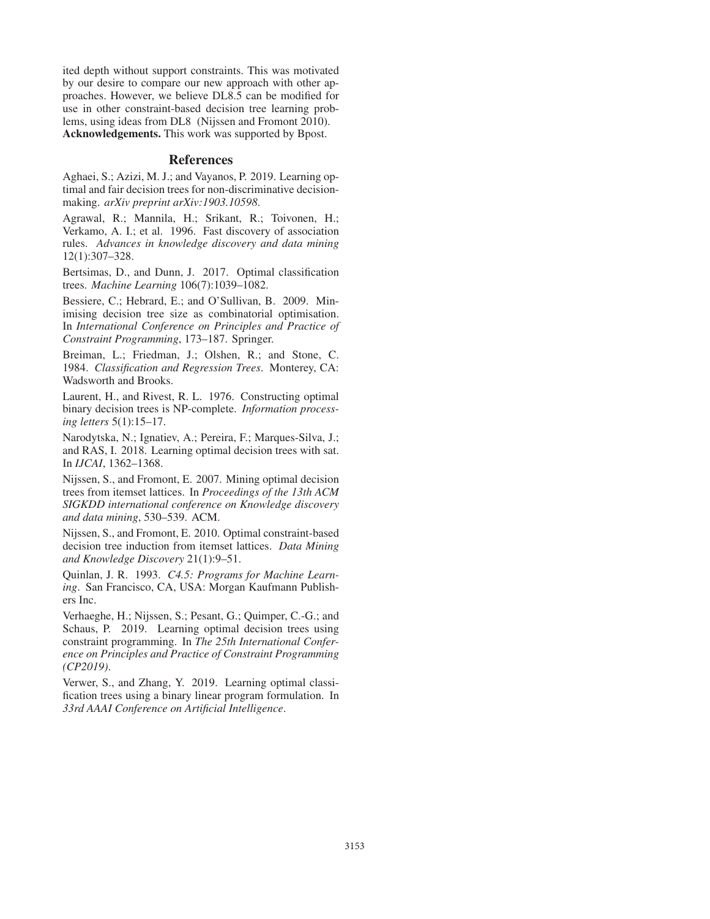ited depth without support constraints. This was motivated by our desire to compare our new approach with other approaches. However, we believe DL8.5 can be modified for use in other constraint-based decision tree learning problems, using ideas from DL8 (Nijssen and Fromont 2010).

**Acknowledgements.** This work was supported by Bpost.

## References

Aghaei, S.; Azizi, M. J.; and Vayanos, P. 2019. Learning optimal and fair decision trees for non-discriminative decision-making. *arXiv preprint arXiv:1903.10598.*

Agrawal, R.; Mannila, H.; Srikant, R.; Toivonen, H.; Verkamo, A. I.; et al. 1996. Fast discovery of association rules. *Advances in knowledge discovery and data mining* 12(1):307–328.

Bertsimas, D., and Dunn, J. 2017. Optimal classification trees. *Machine Learning* 106(7):1039–1082.

Bessiere, C.; Hebrard, E.; and O'Sullivan, B. 2009. Minimising decision tree size as combinatorial optimisation. In *International Conference on Principles and Practice of Constraint Programming*, 173–187. Springer.

Breiman, L.; Friedman, J.; Olshen, R.; and Stone, C. 1984. *Classification and Regression Trees*. Monterey, CA: Wadsworth and Brooks.

Laurent, H., and Rivest, R. L. 1976. Constructing optimal binary decision trees is NP-complete. *Information processing letters* 5(1):15–17.

Narodytska, N.; Ignatiev, A.; Pereira, F.; Marques-Silva, J.; and RAS, I. 2018. Learning optimal decision trees with sat. In *IJCAI*, 1362–1368.

Nijssen, S., and Fromont, E. 2007. Mining optimal decision trees from itemset lattices. In *Proceedings of the 13th ACM SIGKDD international conference on Knowledge discovery and data mining*, 530–539. ACM.

Nijssen, S., and Fromont, E. 2010. Optimal constraint-based decision tree induction from itemset lattices. *Data Mining and Knowledge Discovery* 21(1):9–51.

Quinlan, J. R. 1993. *C4.5: Programs for Machine Learning*. San Francisco, CA, USA: Morgan Kaufmann Publishers Inc.

Verhaeghe, H.; Nijssen, S.; Pesant, G.; Quimper, C.-G.; and Schaus, P. 2019. Learning optimal decision trees using constraint programming. In *The 25th International Conference on Principles and Practice of Constraint Programming (CP2019)*.

Verwer, S., and Zhang, Y. 2019. Learning optimal classification trees using a binary linear program formulation. In *33rd AAAI Conference on Artificial Intelligence*.